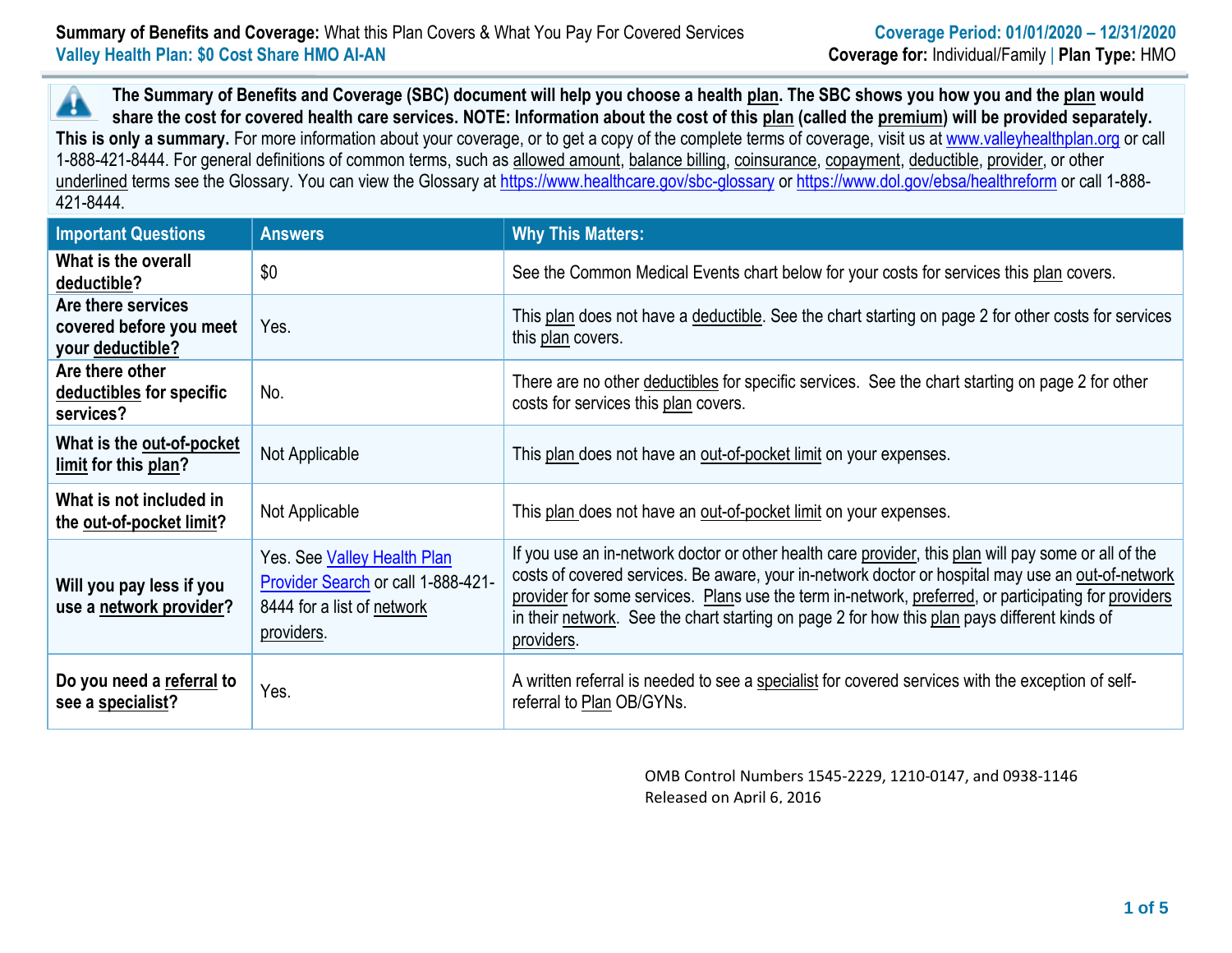**Summary of Benefits and Coverage:** What this Plan Covers & What You Pay For Covered Services
**Valley Health Plan: $0 Cost Share HMO AI-AN**

**Coverage Period: 01/01/2020 – 12/31/2020**
**Coverage for:** Individual/Family | **Plan Type:** HMO

**The Summary of Benefits and Coverage (SBC) document will help you choose a health plan. The SBC shows you how you and the plan would share the cost for covered health care services. NOTE: Information about the cost of this plan (called the premium) will be provided separately. This is only a summary.** For more information about your coverage, or to get a copy of the complete terms of coverage, visit us at www.valleyhealthplan.org or call 1-888-421-8444. For general definitions of common terms, such as allowed amount, balance billing, coinsurance, copayment, deductible, provider, or other underlined terms see the Glossary. You can view the Glossary at https://www.healthcare.gov/sbc-glossary or https://www.dol.gov/ebsa/healthreform or call 1-888-421-8444.

| Important Questions | Answers | Why This Matters: |
|---|---|---|
| **What is the overall deductible?** | $0 | See the Common Medical Events chart below for your costs for services this plan covers. |
| **Are there services covered before you meet your deductible?** | Yes. | This plan does not have a deductible. See the chart starting on page 2 for other costs for services this plan covers. |
| **Are there other deductibles for specific services?** | No. | There are no other deductibles for specific services. See the chart starting on page 2 for other costs for services this plan covers. |
| **What is the out-of-pocket limit for this plan?** | Not Applicable | This plan does not have an out-of-pocket limit on your expenses. |
| **What is not included in the out-of-pocket limit?** | Not Applicable | This plan does not have an out-of-pocket limit on your expenses. |
| **Will you pay less if you use a network provider?** | Yes. See Valley Health Plan Provider Search or call 1-888-421-8444 for a list of network providers. | If you use an in-network doctor or other health care provider, this plan will pay some or all of the costs of covered services. Be aware, your in-network doctor or hospital may use an out-of-network provider for some services. Plans use the term in-network, preferred, or participating for providers in their network. See the chart starting on page 2 for how this plan pays different kinds of providers. |
| **Do you need a referral to see a specialist?** | Yes. | A written referral is needed to see a specialist for covered services with the exception of self-referral to Plan OB/GYNs. |

OMB Control Numbers 1545-2229, 1210-0147, and 0938-1146
Released on April 6, 2016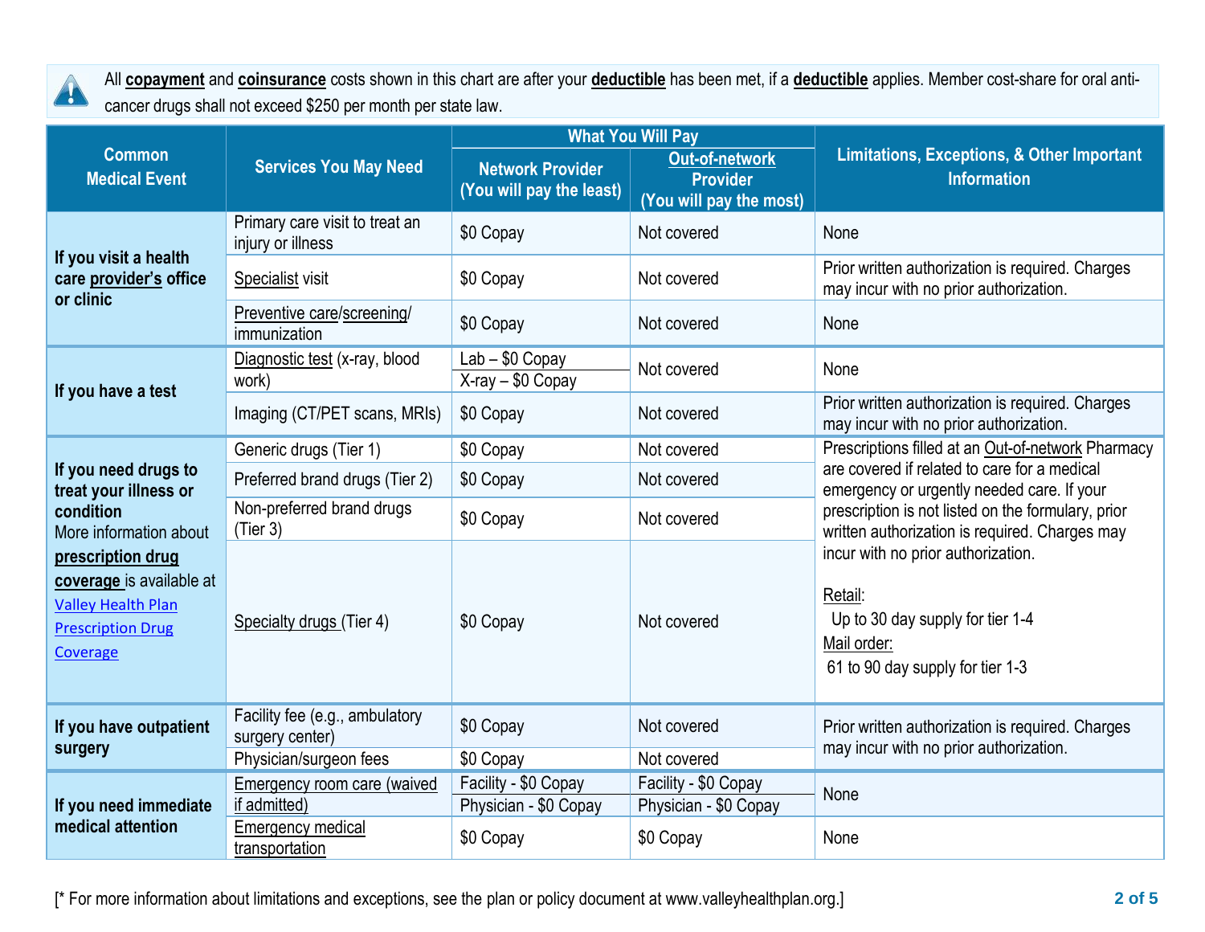All **copayment** and **coinsurance** costs shown in this chart are after your **deductible** has been met, if a **deductible** applies. Member cost-share for oral anti-cancer drugs shall not exceed $250 per month per state law.

| Common Medical Event | Services You May Need | What You Will Pay Network Provider (You will pay the least) | Out-of-network Provider (You will pay the most) | Limitations, Exceptions, & Other Important Information |
|---|---|---|---|---|
| **If you visit a health care provider's office or clinic** | Primary care visit to treat an injury or illness | $0 Copay | Not covered | None |
| | Specialist visit | $0 Copay | Not covered | Prior written authorization is required. Charges may incur with no prior authorization. |
| | Preventive care/screening/ immunization | $0 Copay | Not covered | None |
| **If you have a test** | Diagnostic test (x-ray, blood work) | Lab – $0 Copay<br>X-ray – $0 Copay | Not covered | None |
| | Imaging (CT/PET scans, MRIs) | $0 Copay | Not covered | Prior written authorization is required. Charges may incur with no prior authorization. |
| **If you need drugs to treat your illness or condition**<br>More information about **prescription drug coverage** is available at Valley Health Plan Prescription Drug Coverage | Generic drugs (Tier 1) | $0 Copay | Not covered | Prescriptions filled at an Out-of-network Pharmacy are covered if related to care for a medical emergency or urgently needed care. If your prescription is not listed on the formulary, prior written authorization is required. Charges may incur with no prior authorization.<br><br>Retail:<br>Up to 30 day supply for tier 1-4<br>Mail order:<br>61 to 90 day supply for tier 1-3 |
| | Preferred brand drugs (Tier 2) | $0 Copay | Not covered | |
| | Non-preferred brand drugs (Tier 3) | $0 Copay | Not covered | |
| | Specialty drugs (Tier 4) | $0 Copay | Not covered | |
| **If you have outpatient surgery** | Facility fee (e.g., ambulatory surgery center) | $0 Copay | Not covered | Prior written authorization is required. Charges may incur with no prior authorization. |
| | Physician/surgeon fees | $0 Copay | Not covered | |
| **If you need immediate medical attention** | Emergency room care (waived if admitted) | Facility - $0 Copay<br>Physician - $0 Copay | Facility - $0 Copay<br>Physician - $0 Copay | None |
| | Emergency medical transportation | $0 Copay | $0 Copay | None |

[* For more information about limitations and exceptions, see the plan or policy document at www.valleyhealthplan.org.]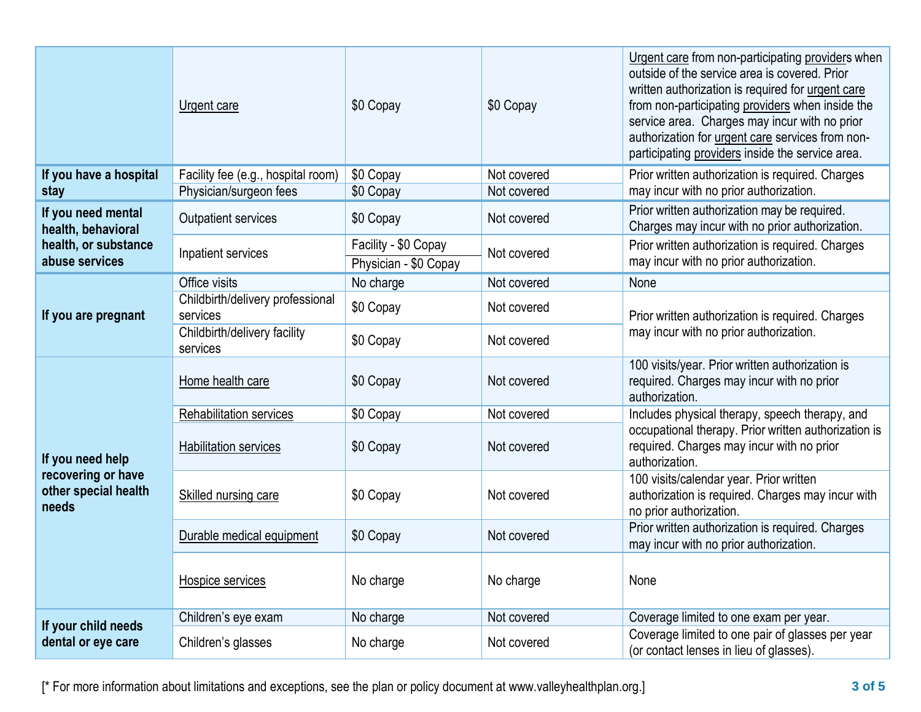| | | | | |
|---|---|---|---|---|
| | Urgent care | $0 Copay | $0 Copay | Urgent care from non-participating providers when outside of the service area is covered. Prior written authorization is required for urgent care from non-participating providers when inside the service area. Charges may incur with no prior authorization for urgent care services from non-participating providers inside the service area. |
| **If you have a hospital stay** | Facility fee (e.g., hospital room) | $0 Copay | Not covered | Prior written authorization is required. Charges may incur with no prior authorization. |
| | Physician/surgeon fees | $0 Copay | Not covered | |
| **If you need mental health, behavioral health, or substance abuse services** | Outpatient services | $0 Copay | Not covered | Prior written authorization may be required. Charges may incur with no prior authorization. |
| | Inpatient services | Facility - $0 Copay<br>Physician - $0 Copay | Not covered | Prior written authorization is required. Charges may incur with no prior authorization. |
| **If you are pregnant** | Office visits | No charge | Not covered | None |
| | Childbirth/delivery professional services | $0 Copay | Not covered | Prior written authorization is required. Charges may incur with no prior authorization. |
| | Childbirth/delivery facility services | $0 Copay | Not covered | |
| **If you need help recovering or have other special health needs** | Home health care | $0 Copay | Not covered | 100 visits/year. Prior written authorization is required. Charges may incur with no prior authorization. |
| | Rehabilitation services | $0 Copay | Not covered | Includes physical therapy, speech therapy, and occupational therapy. Prior written authorization is required. Charges may incur with no prior authorization. |
| | Habilitation services | $0 Copay | Not covered | |
| | Skilled nursing care | $0 Copay | Not covered | 100 visits/calendar year. Prior written authorization is required. Charges may incur with no prior authorization. |
| | Durable medical equipment | $0 Copay | Not covered | Prior written authorization is required. Charges may incur with no prior authorization. |
| | Hospice services | No charge | No charge | None |
| **If your child needs dental or eye care** | Children's eye exam | No charge | Not covered | Coverage limited to one exam per year. |
| | Children's glasses | No charge | Not covered | Coverage limited to one pair of glasses per year (or contact lenses in lieu of glasses). |

[* For more information about limitations and exceptions, see the plan or policy document at www.valleyhealthplan.org.]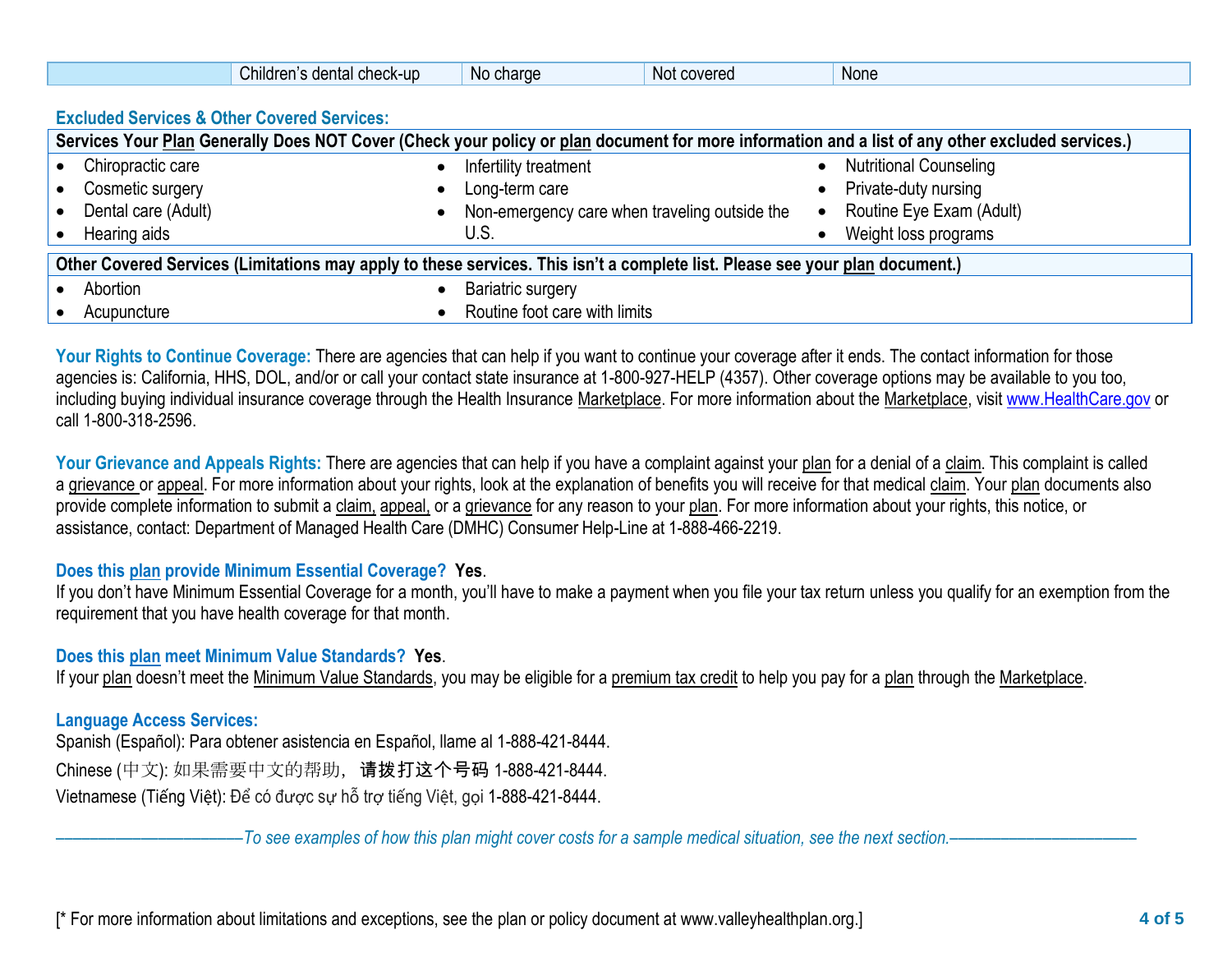| | Children's dental check-up | No charge | Not covered | None |
|---|---|---|---|---|

## Excluded Services & Other Covered Services:

| Services Your Plan Generally Does NOT Cover (Check your policy or plan document for more information and a list of any other excluded services.) | | |
|---|---|---|
| • Chiropractic care<br>• Cosmetic surgery<br>• Dental care (Adult)<br>• Hearing aids | • Infertility treatment<br>• Long-term care<br>• Non-emergency care when traveling outside the U.S. | • Nutritional Counseling<br>• Private-duty nursing<br>• Routine Eye Exam (Adult)<br>• Weight loss programs |

| Other Covered Services (Limitations may apply to these services. This isn't a complete list. Please see your plan document.) | |
|---|---|
| • Abortion<br>• Acupuncture | • Bariatric surgery<br>• Routine foot care with limits |

**Your Rights to Continue Coverage:** There are agencies that can help if you want to continue your coverage after it ends. The contact information for those agencies is: California, HHS, DOL, and/or or call your contact state insurance at 1-800-927-HELP (4357). Other coverage options may be available to you too, including buying individual insurance coverage through the Health Insurance Marketplace. For more information about the Marketplace, visit www.HealthCare.gov or call 1-800-318-2596.

**Your Grievance and Appeals Rights:** There are agencies that can help if you have a complaint against your plan for a denial of a claim. This complaint is called a grievance or appeal. For more information about your rights, look at the explanation of benefits you will receive for that medical claim. Your plan documents also provide complete information to submit a claim, appeal, or a grievance for any reason to your plan. For more information about your rights, this notice, or assistance, contact: Department of Managed Health Care (DMHC) Consumer Help-Line at 1-888-466-2219.

**Does this plan provide Minimum Essential Coverage? Yes.**
If you don't have Minimum Essential Coverage for a month, you'll have to make a payment when you file your tax return unless you qualify for an exemption from the requirement that you have health coverage for that month.

**Does this plan meet Minimum Value Standards? Yes.**
If your plan doesn't meet the Minimum Value Standards, you may be eligible for a premium tax credit to help you pay for a plan through the Marketplace.

**Language Access Services:**
Spanish (Español): Para obtener asistencia en Español, llame al 1-888-421-8444.
Chinese (中文): 如果需要中文的帮助，请拨打这个号码 1-888-421-8444.
Vietnamese (Tiếng Việt): Để có được sự hỗ trợ tiếng Việt, gọi 1-888-421-8444.

*——————————To see examples of how this plan might cover costs for a sample medical situation, see the next section.——————————*

[* For more information about limitations and exceptions, see the plan or policy document at www.valleyhealthplan.org.]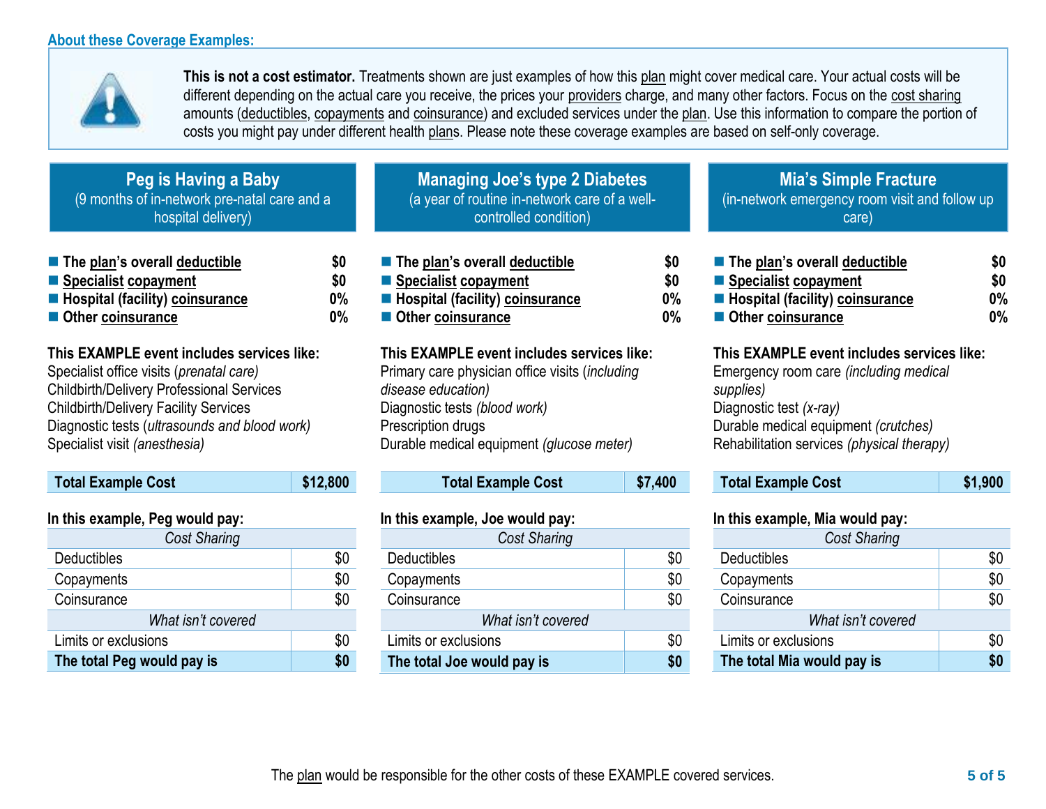## About these Coverage Examples:

**This is not a cost estimator.** Treatments shown are just examples of how this plan might cover medical care. Your actual costs will be different depending on the actual care you receive, the prices your providers charge, and many other factors. Focus on the cost sharing amounts (deductibles, copayments and coinsurance) and excluded services under the plan. Use this information to compare the portion of costs you might pay under different health plans. Please note these coverage examples are based on self-only coverage.

### Peg is Having a Baby

(9 months of in-network pre-natal care and a hospital delivery)

- **The plan's overall deductible** $0
- **Specialist copayment** $0
- **Hospital (facility) coinsurance** 0%
- **Other coinsurance** 0%

**This EXAMPLE event includes services like:**
Specialist office visits (*prenatal care)*
Childbirth/Delivery Professional Services
Childbirth/Delivery Facility Services
Diagnostic tests (*ultrasounds and blood work)*
Specialist visit *(anesthesia)*

| **Total Example Cost** | **$12,800** |
|---|---|

**In this example, Peg would pay:**

| *Cost Sharing* | |
|---|---|
| Deductibles | $0 |
| Copayments | $0 |
| Coinsurance | $0 |
| *What isn't covered* | |
| Limits or exclusions | $0 |
| **The total Peg would pay is** | **$0** |

### Managing Joe's type 2 Diabetes

(a year of routine in-network care of a well-controlled condition)

- **The plan's overall deductible** $0
- **Specialist copayment** $0
- **Hospital (facility) coinsurance** 0%
- **Other coinsurance** 0%

**This EXAMPLE event includes services like:**
Primary care physician office visits (*including disease education)*
Diagnostic tests *(blood work)*
Prescription drugs
Durable medical equipment *(glucose meter)*

| **Total Example Cost** | **$7,400** |
|---|---|

**In this example, Joe would pay:**

| *Cost Sharing* | |
|---|---|
| Deductibles | $0 |
| Copayments | $0 |
| Coinsurance | $0 |
| *What isn't covered* | |
| Limits or exclusions | $0 |
| **The total Joe would pay is** | **$0** |

### Mia's Simple Fracture

(in-network emergency room visit and follow up care)

- **The plan's overall deductible** $0
- **Specialist copayment** $0
- **Hospital (facility) coinsurance** 0%
- **Other coinsurance** 0%

**This EXAMPLE event includes services like:**
Emergency room care *(including medical supplies)*
Diagnostic test *(x-ray)*
Durable medical equipment *(crutches)*
Rehabilitation services *(physical therapy)*

| **Total Example Cost** | **$1,900** |
|---|---|

**In this example, Mia would pay:**

| *Cost Sharing* | |
|---|---|
| Deductibles | $0 |
| Copayments | $0 |
| Coinsurance | $0 |
| *What isn't covered* | |
| Limits or exclusions | $0 |
| **The total Mia would pay is** | **$0** |

The plan would be responsible for the other costs of these EXAMPLE covered services.